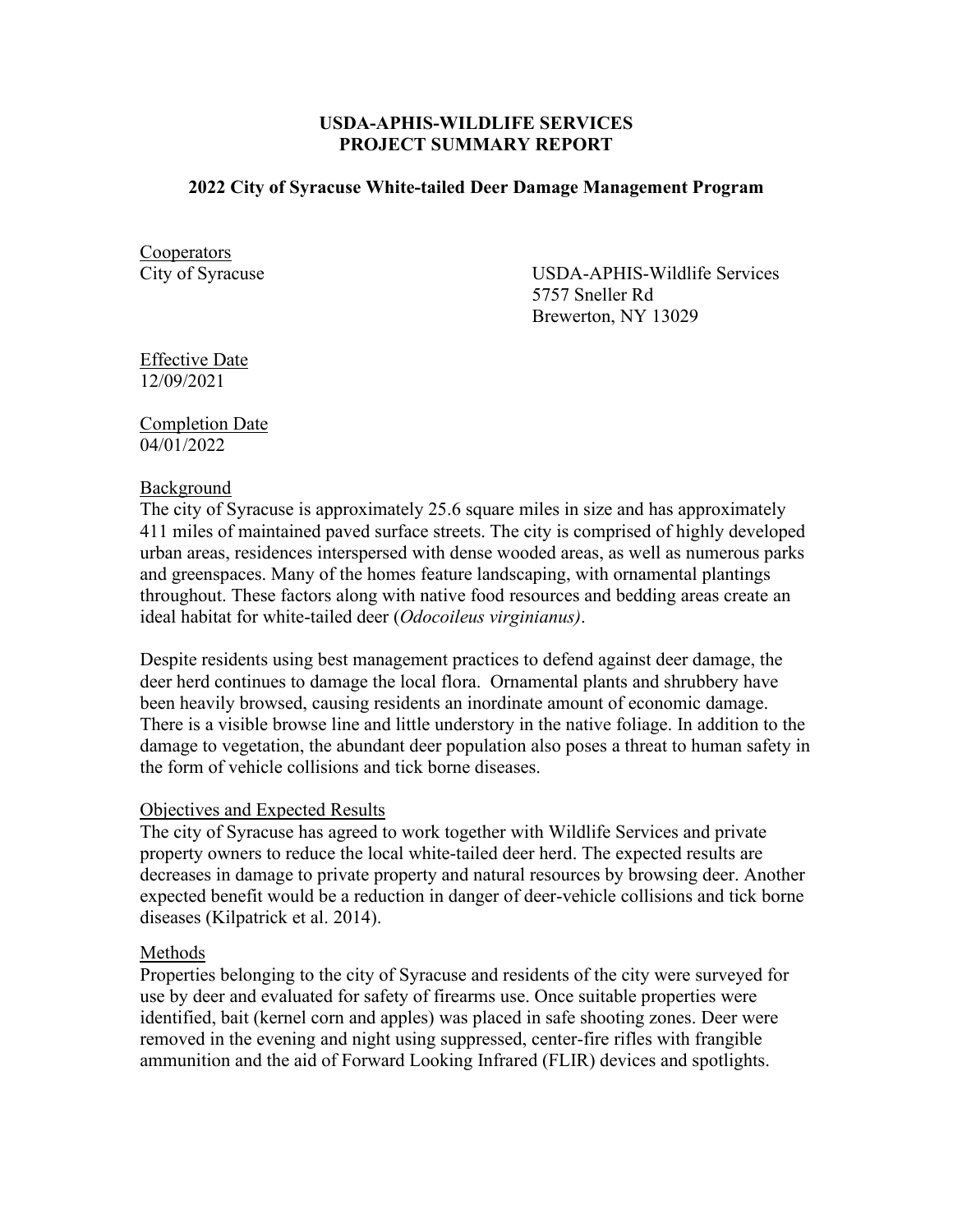**USDA-APHIS-WILDLIFE SERVICES**
**PROJECT SUMMARY REPORT**

**2022 City of Syracuse White-tailed Deer Damage Management Program**

Cooperators

City of Syracuse

USDA-APHIS-Wildlife Services
5757 Sneller Rd
Brewerton, NY 13029

Effective Date
12/09/2021

Completion Date
04/01/2022

Background

The city of Syracuse is approximately 25.6 square miles in size and has approximately 411 miles of maintained paved surface streets. The city is comprised of highly developed urban areas, residences interspersed with dense wooded areas, as well as numerous parks and greenspaces. Many of the homes feature landscaping, with ornamental plantings throughout. These factors along with native food resources and bedding areas create an ideal habitat for white-tailed deer (*Odocoileus virginianus)*.

Despite residents using best management practices to defend against deer damage, the deer herd continues to damage the local flora. Ornamental plants and shrubbery have been heavily browsed, causing residents an inordinate amount of economic damage. There is a visible browse line and little understory in the native foliage. In addition to the damage to vegetation, the abundant deer population also poses a threat to human safety in the form of vehicle collisions and tick borne diseases.

Objectives and Expected Results

The city of Syracuse has agreed to work together with Wildlife Services and private property owners to reduce the local white-tailed deer herd. The expected results are decreases in damage to private property and natural resources by browsing deer. Another expected benefit would be a reduction in danger of deer-vehicle collisions and tick borne diseases (Kilpatrick et al. 2014).

Methods

Properties belonging to the city of Syracuse and residents of the city were surveyed for use by deer and evaluated for safety of firearms use. Once suitable properties were identified, bait (kernel corn and apples) was placed in safe shooting zones. Deer were removed in the evening and night using suppressed, center-fire rifles with frangible ammunition and the aid of Forward Looking Infrared (FLIR) devices and spotlights.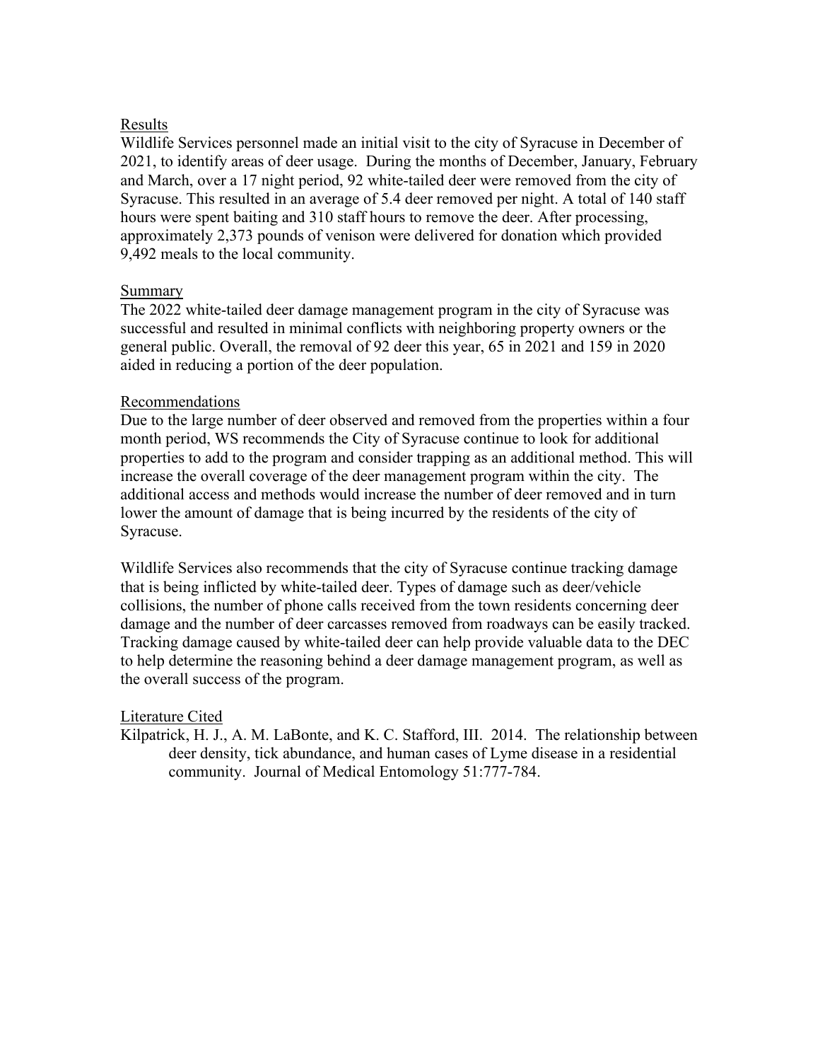## Results

Wildlife Services personnel made an initial visit to the city of Syracuse in December of 2021, to identify areas of deer usage. During the months of December, January, February and March, over a 17 night period, 92 white-tailed deer were removed from the city of Syracuse. This resulted in an average of 5.4 deer removed per night. A total of 140 staff hours were spent baiting and 310 staff hours to remove the deer. After processing, approximately 2,373 pounds of venison were delivered for donation which provided 9,492 meals to the local community.

## Summary

The 2022 white-tailed deer damage management program in the city of Syracuse was successful and resulted in minimal conflicts with neighboring property owners or the general public. Overall, the removal of 92 deer this year, 65 in 2021 and 159 in 2020 aided in reducing a portion of the deer population.

## Recommendations

Due to the large number of deer observed and removed from the properties within a four month period, WS recommends the City of Syracuse continue to look for additional properties to add to the program and consider trapping as an additional method. This will increase the overall coverage of the deer management program within the city. The additional access and methods would increase the number of deer removed and in turn lower the amount of damage that is being incurred by the residents of the city of Syracuse.

Wildlife Services also recommends that the city of Syracuse continue tracking damage that is being inflicted by white-tailed deer. Types of damage such as deer/vehicle collisions, the number of phone calls received from the town residents concerning deer damage and the number of deer carcasses removed from roadways can be easily tracked. Tracking damage caused by white-tailed deer can help provide valuable data to the DEC to help determine the reasoning behind a deer damage management program, as well as the overall success of the program.

## Literature Cited

Kilpatrick, H. J., A. M. LaBonte, and K. C. Stafford, III. 2014. The relationship between deer density, tick abundance, and human cases of Lyme disease in a residential community. Journal of Medical Entomology 51:777-784.